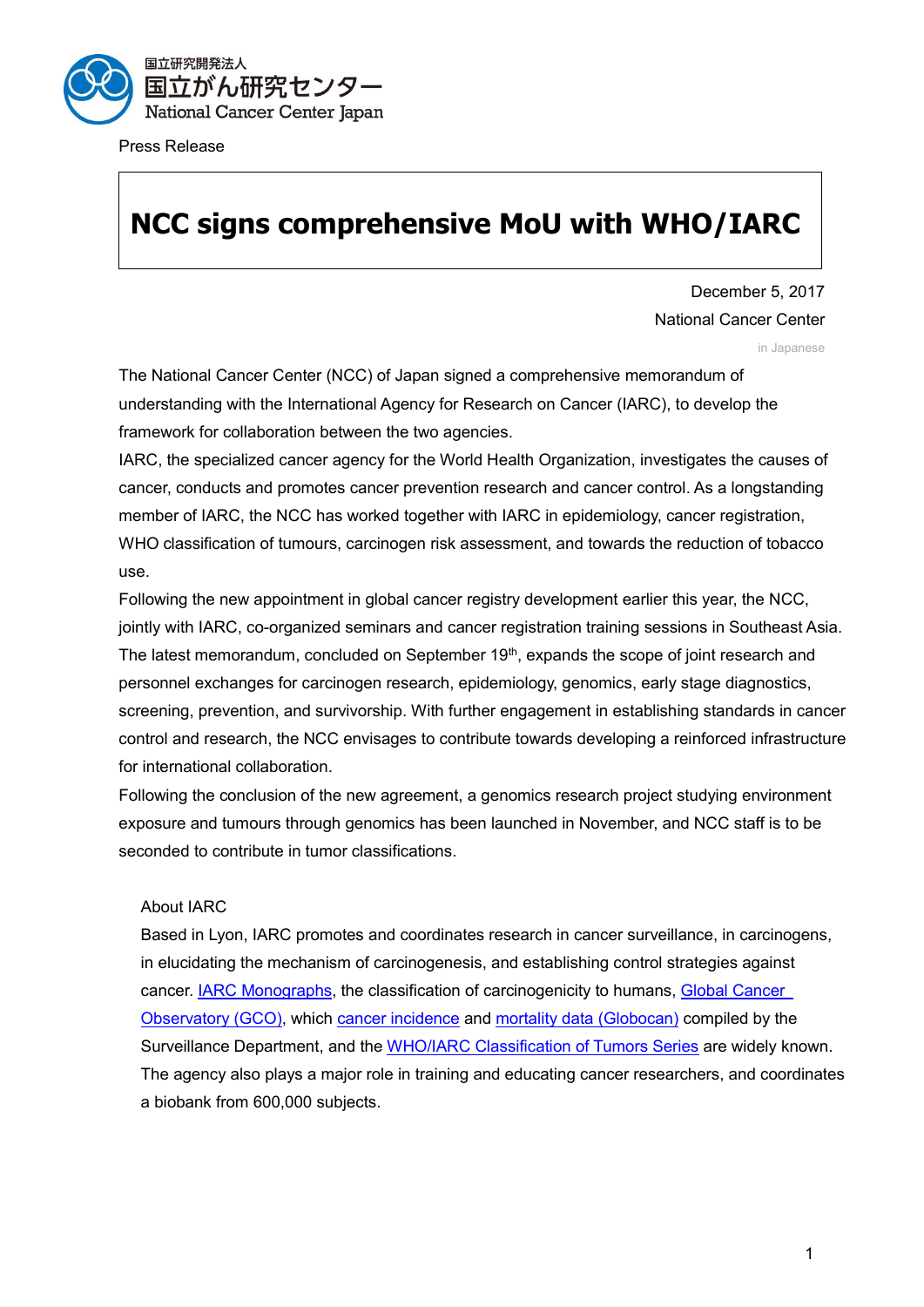国立研究開発法人
国立がん研究センター
National Cancer Center Japan

Press Release

# NCC signs comprehensive MoU with WHO/IARC

December 5, 2017
National Cancer Center

in Japanese

The National Cancer Center (NCC) of Japan signed a comprehensive memorandum of understanding with the International Agency for Research on Cancer (IARC), to develop the framework for collaboration between the two agencies.

IARC, the specialized cancer agency for the World Health Organization, investigates the causes of cancer, conducts and promotes cancer prevention research and cancer control. As a longstanding member of IARC, the NCC has worked together with IARC in epidemiology, cancer registration, WHO classification of tumours, carcinogen risk assessment, and towards the reduction of tobacco use.

Following the new appointment in global cancer registry development earlier this year, the NCC, jointly with IARC, co-organized seminars and cancer registration training sessions in Southeast Asia. The latest memorandum, concluded on September 19th, expands the scope of joint research and personnel exchanges for carcinogen research, epidemiology, genomics, early stage diagnostics, screening, prevention, and survivorship. With further engagement in establishing standards in cancer control and research, the NCC envisages to contribute towards developing a reinforced infrastructure for international collaboration.

Following the conclusion of the new agreement, a genomics research project studying environment exposure and tumours through genomics has been launched in November, and NCC staff is to be seconded to contribute in tumor classifications.

About IARC

Based in Lyon, IARC promotes and coordinates research in cancer surveillance, in carcinogens, in elucidating the mechanism of carcinogenesis, and establishing control strategies against cancer. IARC Monographs, the classification of carcinogenicity to humans, Global Cancer Observatory (GCO), which cancer incidence and mortality data (Globocan) compiled by the Surveillance Department, and the WHO/IARC Classification of Tumors Series are widely known. The agency also plays a major role in training and educating cancer researchers, and coordinates a biobank from 600,000 subjects.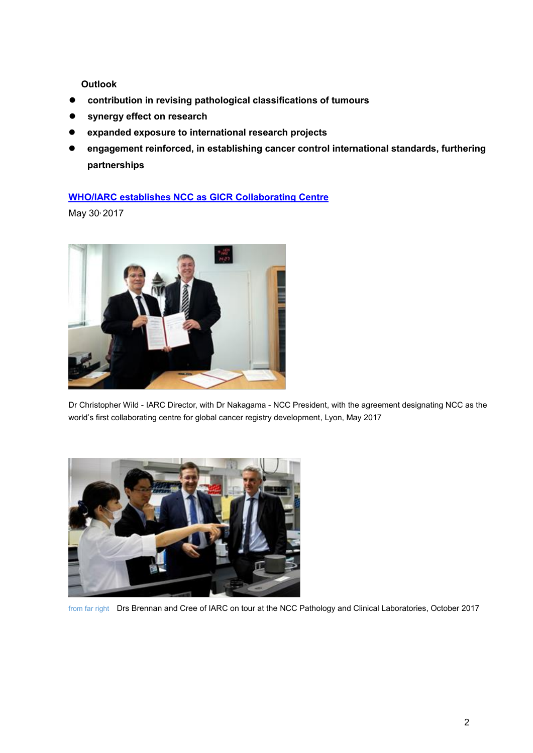**Outlook**

- **contribution in revising pathological classifications of tumours**
- **synergy effect on research**
- **expanded exposure to international research projects**
- **engagement reinforced, in establishing cancer control international standards, furthering partnerships**

**WHO/IARC establishes NCC as GICR Collaborating Centre**

May 30, 2017

Dr Christopher Wild - IARC Director, with Dr Nakagama - NCC President, with the agreement designating NCC as the world's first collaborating centre for global cancer registry development, Lyon, May 2017

from far right Drs Brennan and Cree of IARC on tour at the NCC Pathology and Clinical Laboratories, October 2017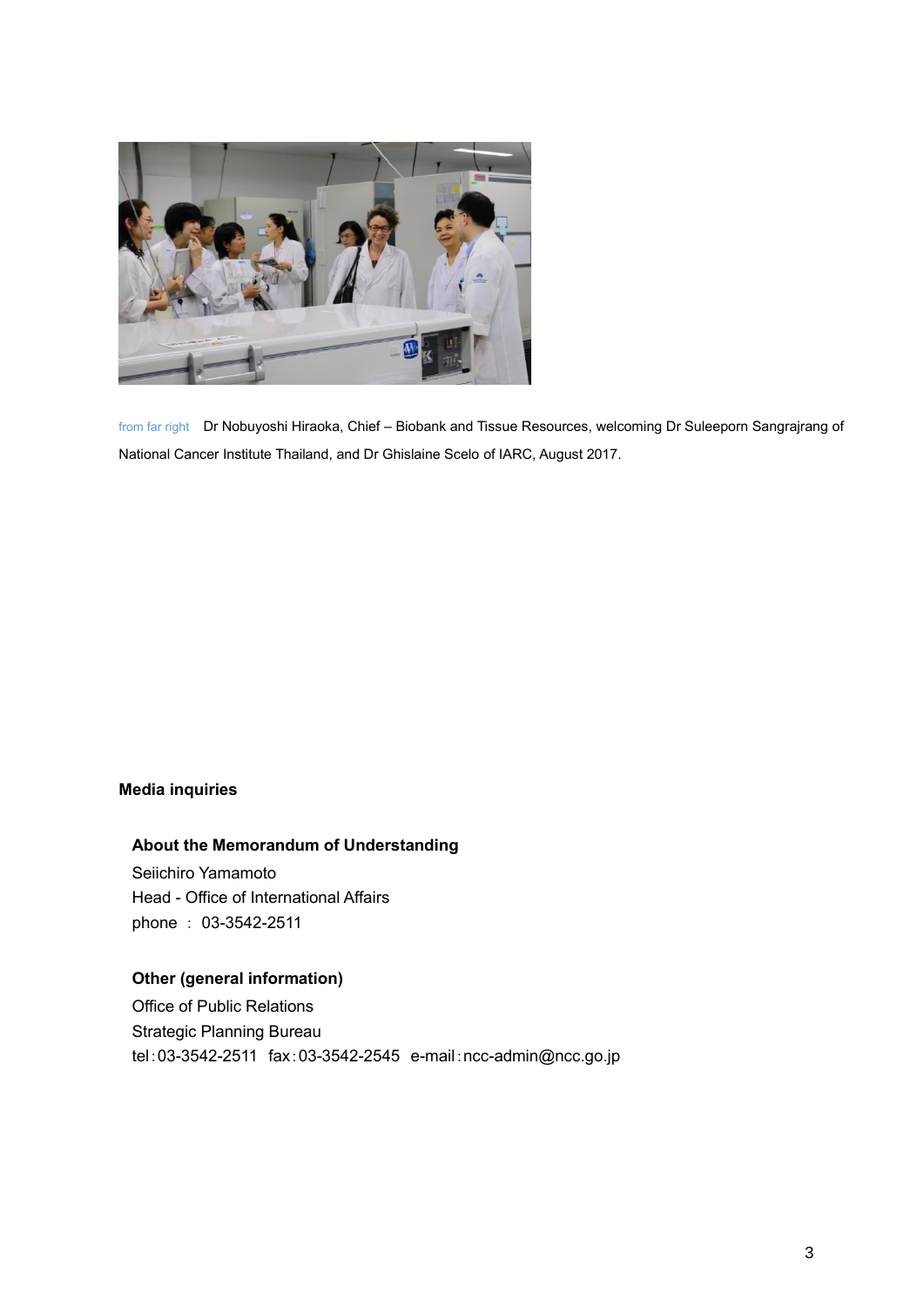from far right Dr Nobuyoshi Hiraoka, Chief – Biobank and Tissue Resources, welcoming Dr Suleeporn Sangrajrang of National Cancer Institute Thailand, and Dr Ghislaine Scelo of IARC, August 2017.

**Media inquiries**

**About the Memorandum of Understanding**

Seiichiro Yamamoto
Head - Office of International Affairs
phone ： 03-3542-2511

**Other (general information)**

Office of Public Relations
Strategic Planning Bureau
tel：03-3542-2511 fax：03-3542-2545 e-mail：ncc-admin@ncc.go.jp